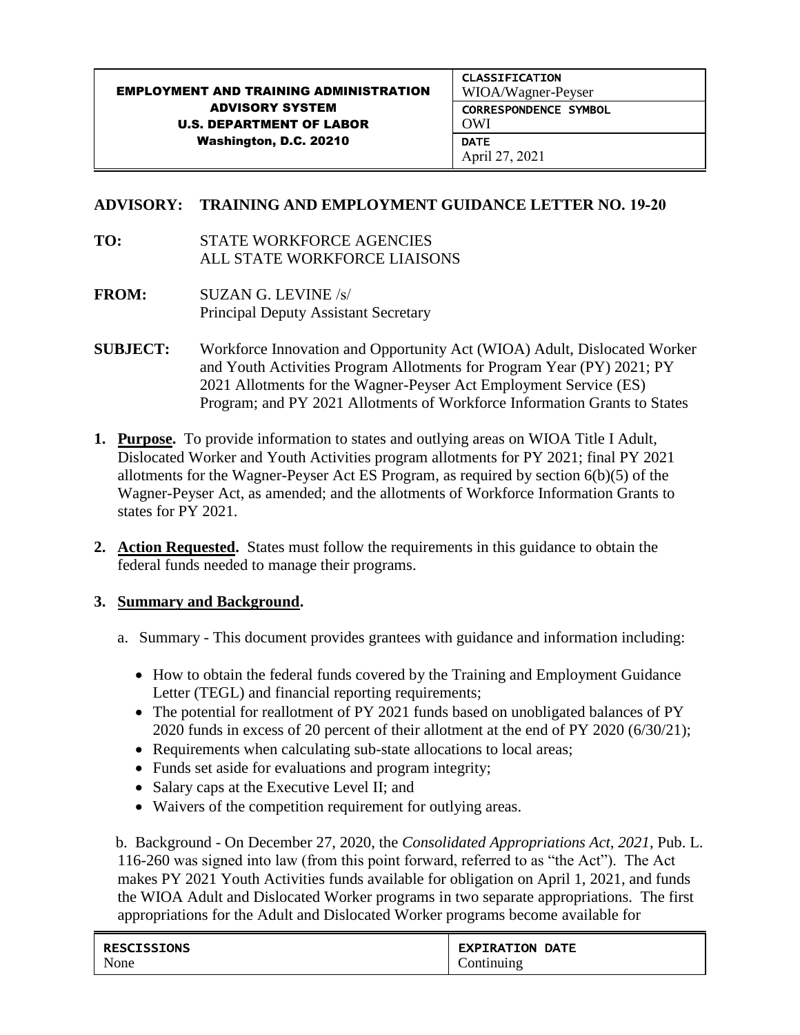| EMPLOYMENT AND TRAINING ADMINISTRATION ADVISORY SYSTEM U.S. DEPARTMENT OF LABOR Washington, D.C. 20210 | CLASSIFICATION WIOA/Wagner-Peyser |
|---|---|
| | CORRESPONDENCE SYMBOL OWI |
| | DATE April 27, 2021 |

**ADVISORY: TRAINING AND EMPLOYMENT GUIDANCE LETTER NO. 19-20**

**TO:** STATE WORKFORCE AGENCIES
ALL STATE WORKFORCE LIAISONS

**FROM:** SUZAN G. LEVINE /s/
Principal Deputy Assistant Secretary

**SUBJECT:** Workforce Innovation and Opportunity Act (WIOA) Adult, Dislocated Worker and Youth Activities Program Allotments for Program Year (PY) 2021; PY 2021 Allotments for the Wagner-Peyser Act Employment Service (ES) Program; and PY 2021 Allotments of Workforce Information Grants to States

1. **Purpose.** To provide information to states and outlying areas on WIOA Title I Adult, Dislocated Worker and Youth Activities program allotments for PY 2021; final PY 2021 allotments for the Wagner-Peyser Act ES Program, as required by section 6(b)(5) of the Wagner-Peyser Act, as amended; and the allotments of Workforce Information Grants to states for PY 2021.

2. **Action Requested.** States must follow the requirements in this guidance to obtain the federal funds needed to manage their programs.

3. **Summary and Background.**

   a. Summary - This document provides grantees with guidance and information including:

   - How to obtain the federal funds covered by the Training and Employment Guidance Letter (TEGL) and financial reporting requirements;
   - The potential for reallotment of PY 2021 funds based on unobligated balances of PY 2020 funds in excess of 20 percent of their allotment at the end of PY 2020 (6/30/21);
   - Requirements when calculating sub-state allocations to local areas;
   - Funds set aside for evaluations and program integrity;
   - Salary caps at the Executive Level II; and
   - Waivers of the competition requirement for outlying areas.

   b. Background - On December 27, 2020, the *Consolidated Appropriations Act, 2021*, Pub. L. 116-260 was signed into law (from this point forward, referred to as "the Act"). The Act makes PY 2021 Youth Activities funds available for obligation on April 1, 2021, and funds the WIOA Adult and Dislocated Worker programs in two separate appropriations. The first appropriations for the Adult and Dislocated Worker programs become available for

| RESCISSIONS | EXPIRATION DATE |
|---|---|
| None | Continuing |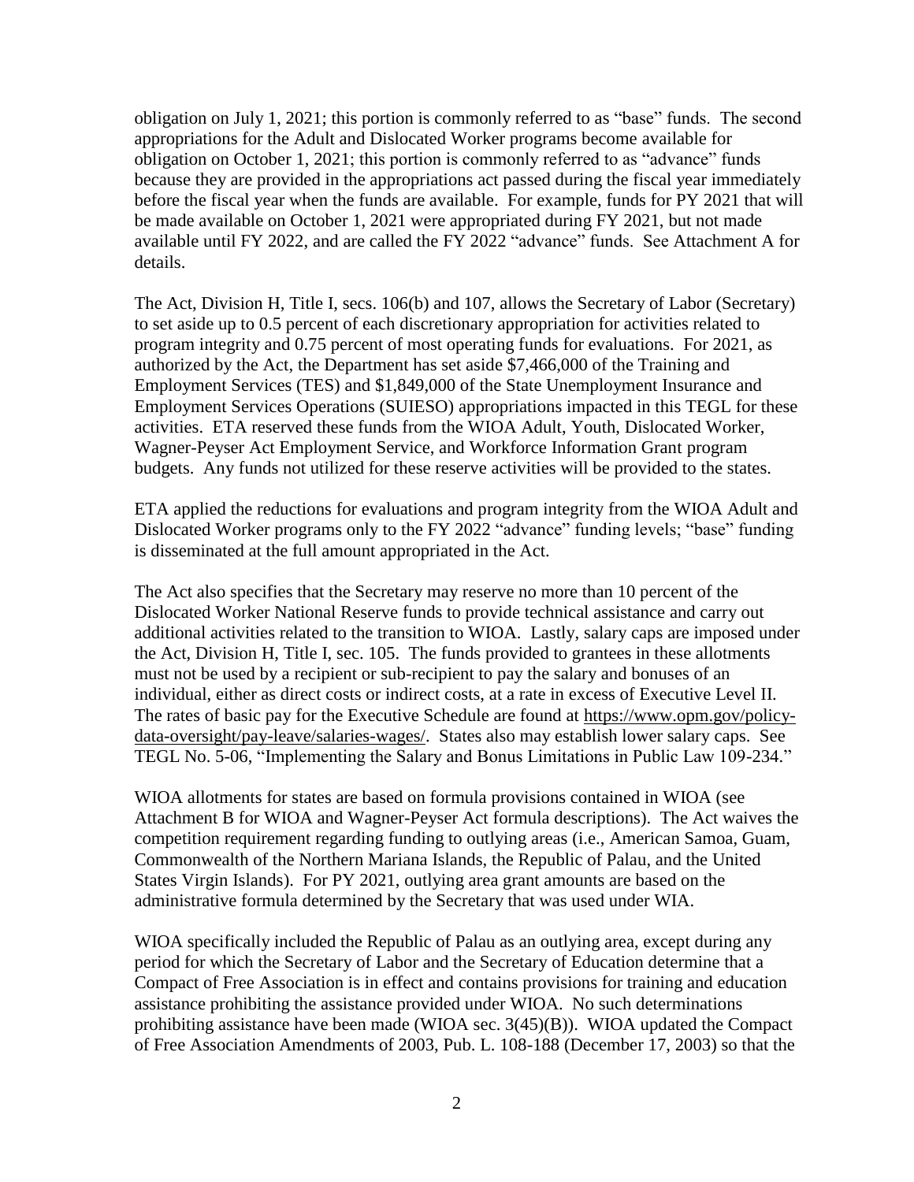obligation on July 1, 2021; this portion is commonly referred to as "base" funds. The second appropriations for the Adult and Dislocated Worker programs become available for obligation on October 1, 2021; this portion is commonly referred to as "advance" funds because they are provided in the appropriations act passed during the fiscal year immediately before the fiscal year when the funds are available. For example, funds for PY 2021 that will be made available on October 1, 2021 were appropriated during FY 2021, but not made available until FY 2022, and are called the FY 2022 "advance" funds. See Attachment A for details.

The Act, Division H, Title I, secs. 106(b) and 107, allows the Secretary of Labor (Secretary) to set aside up to 0.5 percent of each discretionary appropriation for activities related to program integrity and 0.75 percent of most operating funds for evaluations. For 2021, as authorized by the Act, the Department has set aside $7,466,000 of the Training and Employment Services (TES) and $1,849,000 of the State Unemployment Insurance and Employment Services Operations (SUIESO) appropriations impacted in this TEGL for these activities. ETA reserved these funds from the WIOA Adult, Youth, Dislocated Worker, Wagner-Peyser Act Employment Service, and Workforce Information Grant program budgets. Any funds not utilized for these reserve activities will be provided to the states.

ETA applied the reductions for evaluations and program integrity from the WIOA Adult and Dislocated Worker programs only to the FY 2022 "advance" funding levels; "base" funding is disseminated at the full amount appropriated in the Act.

The Act also specifies that the Secretary may reserve no more than 10 percent of the Dislocated Worker National Reserve funds to provide technical assistance and carry out additional activities related to the transition to WIOA. Lastly, salary caps are imposed under the Act, Division H, Title I, sec. 105. The funds provided to grantees in these allotments must not be used by a recipient or sub-recipient to pay the salary and bonuses of an individual, either as direct costs or indirect costs, at a rate in excess of Executive Level II. The rates of basic pay for the Executive Schedule are found at https://www.opm.gov/policy-data-oversight/pay-leave/salaries-wages/. States also may establish lower salary caps. See TEGL No. 5-06, "Implementing the Salary and Bonus Limitations in Public Law 109-234."

WIOA allotments for states are based on formula provisions contained in WIOA (see Attachment B for WIOA and Wagner-Peyser Act formula descriptions). The Act waives the competition requirement regarding funding to outlying areas (i.e., American Samoa, Guam, Commonwealth of the Northern Mariana Islands, the Republic of Palau, and the United States Virgin Islands). For PY 2021, outlying area grant amounts are based on the administrative formula determined by the Secretary that was used under WIA.

WIOA specifically included the Republic of Palau as an outlying area, except during any period for which the Secretary of Labor and the Secretary of Education determine that a Compact of Free Association is in effect and contains provisions for training and education assistance prohibiting the assistance provided under WIOA. No such determinations prohibiting assistance have been made (WIOA sec. 3(45)(B)). WIOA updated the Compact of Free Association Amendments of 2003, Pub. L. 108-188 (December 17, 2003) so that the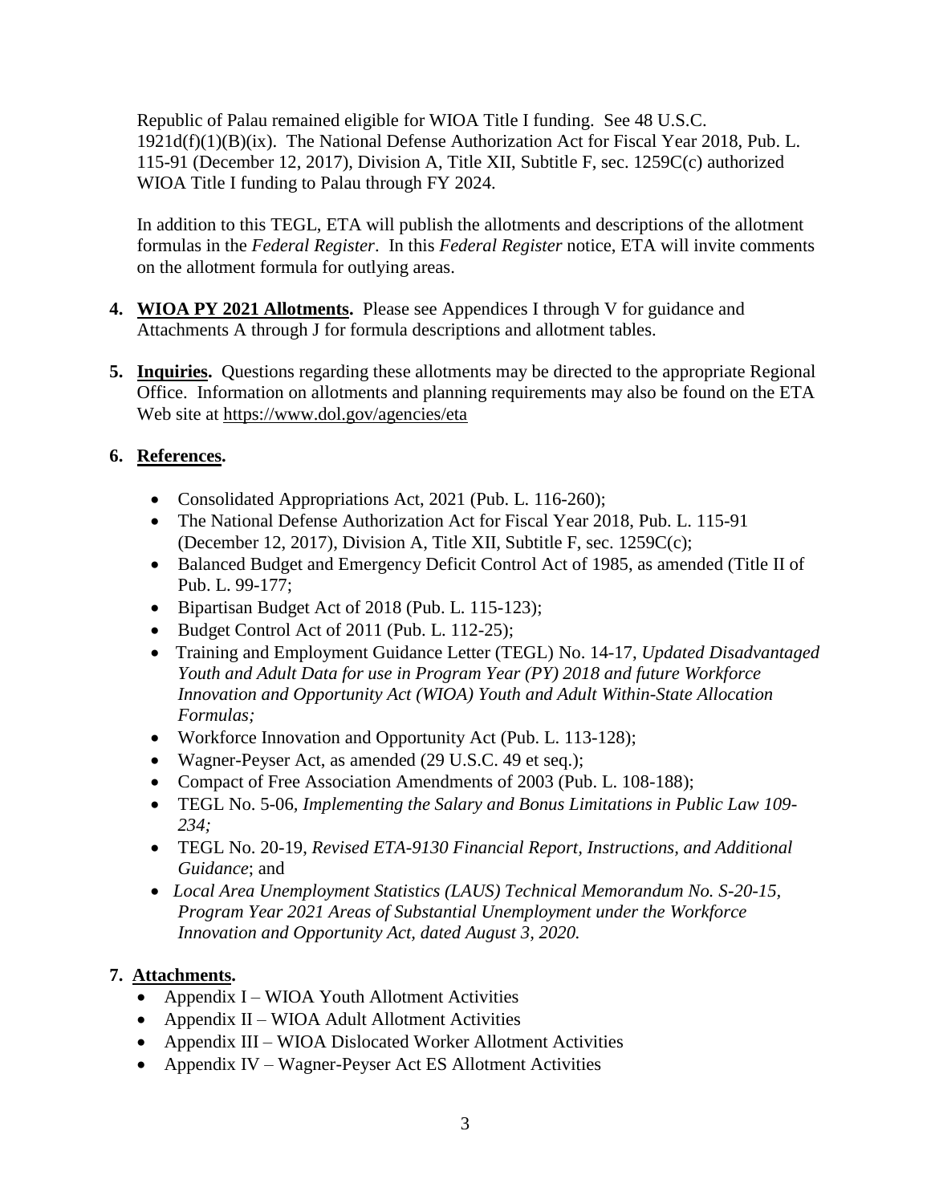Republic of Palau remained eligible for WIOA Title I funding. See 48 U.S.C. 1921d(f)(1)(B)(ix). The National Defense Authorization Act for Fiscal Year 2018, Pub. L. 115-91 (December 12, 2017), Division A, Title XII, Subtitle F, sec. 1259C(c) authorized WIOA Title I funding to Palau through FY 2024.

In addition to this TEGL, ETA will publish the allotments and descriptions of the allotment formulas in the *Federal Register*. In this *Federal Register* notice, ETA will invite comments on the allotment formula for outlying areas.

4. **WIOA PY 2021 Allotments.** Please see Appendices I through V for guidance and Attachments A through J for formula descriptions and allotment tables.

5. **Inquiries.** Questions regarding these allotments may be directed to the appropriate Regional Office. Information on allotments and planning requirements may also be found on the ETA Web site at https://www.dol.gov/agencies/eta

6. **References.**

- Consolidated Appropriations Act, 2021 (Pub. L. 116-260);
- The National Defense Authorization Act for Fiscal Year 2018, Pub. L. 115-91 (December 12, 2017), Division A, Title XII, Subtitle F, sec. 1259C(c);
- Balanced Budget and Emergency Deficit Control Act of 1985, as amended (Title II of Pub. L. 99-177;
- Bipartisan Budget Act of 2018 (Pub. L. 115-123);
- Budget Control Act of 2011 (Pub. L. 112-25);
- Training and Employment Guidance Letter (TEGL) No. 14-17, *Updated Disadvantaged Youth and Adult Data for use in Program Year (PY) 2018 and future Workforce Innovation and Opportunity Act (WIOA) Youth and Adult Within-State Allocation Formulas;*
- Workforce Innovation and Opportunity Act (Pub. L. 113-128);
- Wagner-Peyser Act, as amended (29 U.S.C. 49 et seq.);
- Compact of Free Association Amendments of 2003 (Pub. L. 108-188);
- TEGL No. 5-06, *Implementing the Salary and Bonus Limitations in Public Law 109-234;*
- TEGL No. 20-19, *Revised ETA-9130 Financial Report, Instructions, and Additional Guidance*; and
- *Local Area Unemployment Statistics (LAUS) Technical Memorandum No. S-20-15, Program Year 2021 Areas of Substantial Unemployment under the Workforce Innovation and Opportunity Act, dated August 3, 2020.*

7. **Attachments.**

- Appendix I – WIOA Youth Allotment Activities
- Appendix II – WIOA Adult Allotment Activities
- Appendix III – WIOA Dislocated Worker Allotment Activities
- Appendix IV – Wagner-Peyser Act ES Allotment Activities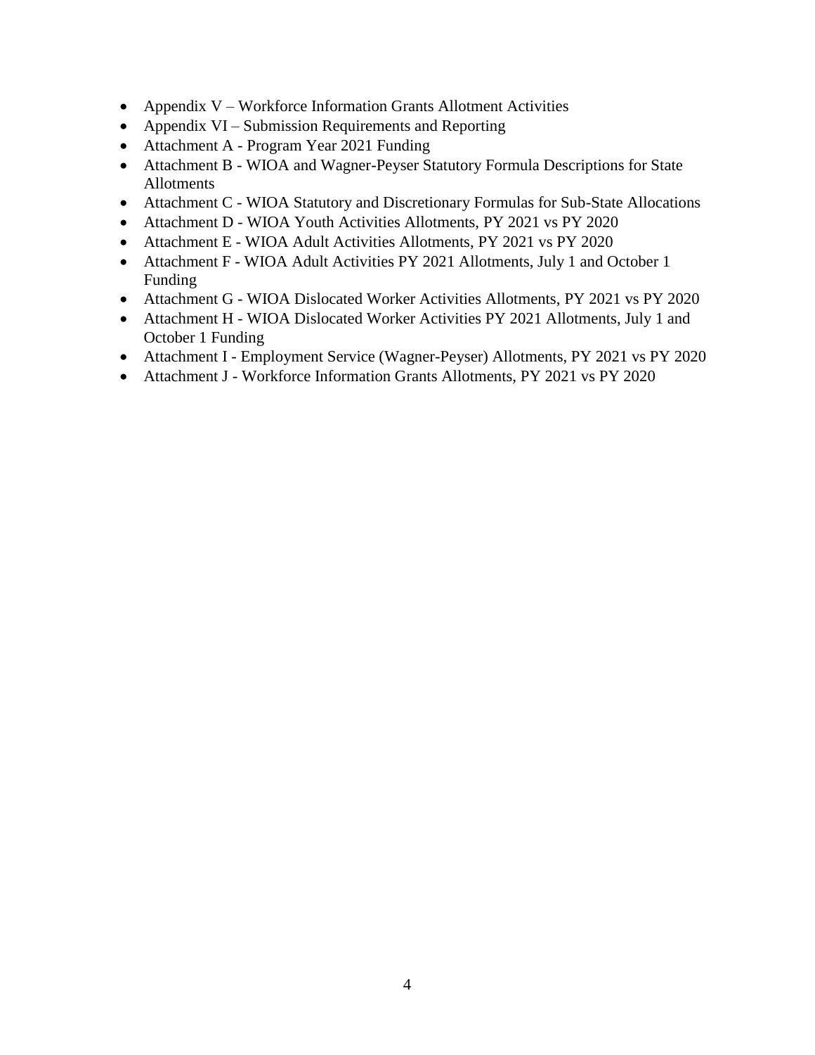- Appendix V – Workforce Information Grants Allotment Activities
- Appendix VI – Submission Requirements and Reporting
- Attachment A - Program Year 2021 Funding
- Attachment B - WIOA and Wagner-Peyser Statutory Formula Descriptions for State Allotments
- Attachment C - WIOA Statutory and Discretionary Formulas for Sub-State Allocations
- Attachment D - WIOA Youth Activities Allotments, PY 2021 vs PY 2020
- Attachment E - WIOA Adult Activities Allotments, PY 2021 vs PY 2020
- Attachment F - WIOA Adult Activities PY 2021 Allotments, July 1 and October 1 Funding
- Attachment G - WIOA Dislocated Worker Activities Allotments, PY 2021 vs PY 2020
- Attachment H - WIOA Dislocated Worker Activities PY 2021 Allotments, July 1 and October 1 Funding
- Attachment I - Employment Service (Wagner-Peyser) Allotments, PY 2021 vs PY 2020
- Attachment J - Workforce Information Grants Allotments, PY 2021 vs PY 2020